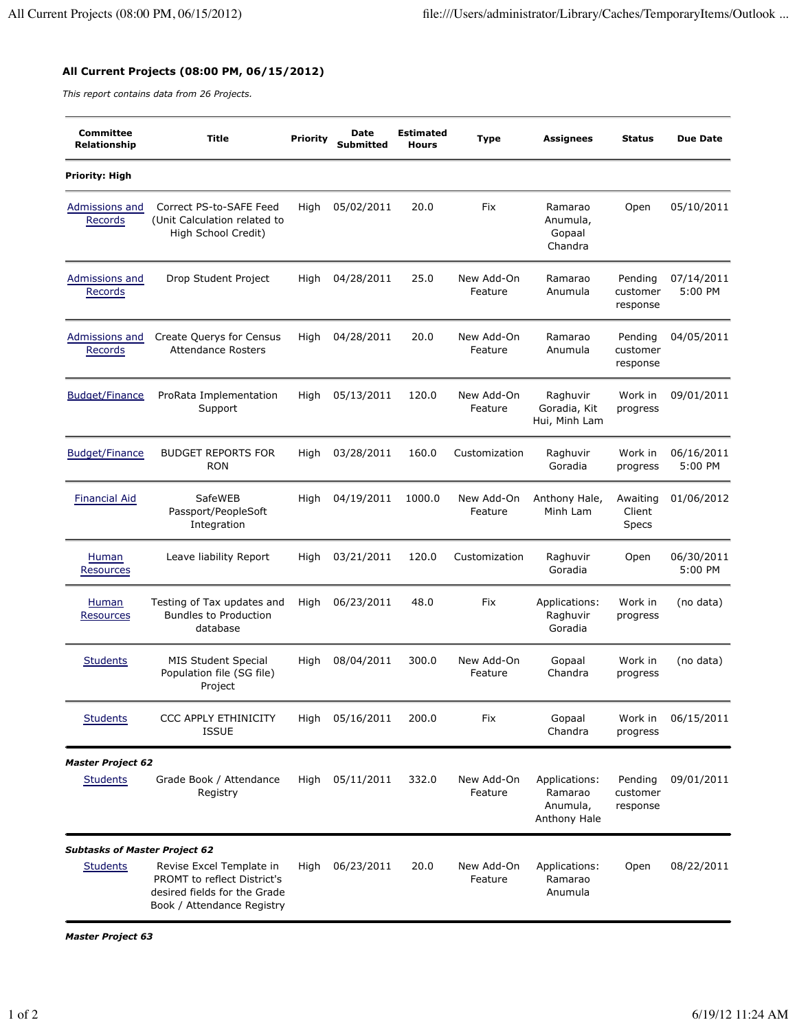## All Current Projects (08:00 PM, 06/15/2012)

*This report contains data from 26 Projects.*

| Committee Relationship | Title | Priority | Date Submitted | Estimated Hours | Type | Assignees | Status | Due Date |
|---|---|---|---|---|---|---|---|---|
| **Priority: High** | | | | | | | | |
| Admissions and Records | Correct PS-to-SAFE Feed (Unit Calculation related to High School Credit) | High | 05/02/2011 | 20.0 | Fix | Ramarao Anumula, Gopaal Chandra | Open | 05/10/2011 |
| Admissions and Records | Drop Student Project | High | 04/28/2011 | 25.0 | New Add-On Feature | Ramarao Anumula | Pending customer response | 07/14/2011 5:00 PM |
| Admissions and Records | Create Querys for Census Attendance Rosters | High | 04/28/2011 | 20.0 | New Add-On Feature | Ramarao Anumula | Pending customer response | 04/05/2011 |
| Budget/Finance | ProRata Implementation Support | High | 05/13/2011 | 120.0 | New Add-On Feature | Raghuvir Goradia, Kit Hui, Minh Lam | Work in progress | 09/01/2011 |
| Budget/Finance | BUDGET REPORTS FOR RON | High | 03/28/2011 | 160.0 | Customization | Raghuvir Goradia | Work in progress | 06/16/2011 5:00 PM |
| Financial Aid | SafeWEB Passport/PeopleSoft Integration | High | 04/19/2011 | 1000.0 | New Add-On Feature | Anthony Hale, Minh Lam | Awaiting Client Specs | 01/06/2012 |
| Human Resources | Leave liability Report | High | 03/21/2011 | 120.0 | Customization | Raghuvir Goradia | Open | 06/30/2011 5:00 PM |
| Human Resources | Testing of Tax updates and Bundles to Production database | High | 06/23/2011 | 48.0 | Fix | Applications: Raghuvir Goradia | Work in progress | (no data) |
| Students | MIS Student Special Population file (SG file) Project | High | 08/04/2011 | 300.0 | New Add-On Feature | Gopaal Chandra | Work in progress | (no data) |
| Students | CCC APPLY ETHINICITY ISSUE | High | 05/16/2011 | 200.0 | Fix | Gopaal Chandra | Work in progress | 06/15/2011 |
| ***Master Project 62*** | | | | | | | | |
| Students | Grade Book / Attendance Registry | High | 05/11/2011 | 332.0 | New Add-On Feature | Applications: Ramarao Anumula, Anthony Hale | Pending customer response | 09/01/2011 |
| ***Subtasks of Master Project 62*** | | | | | | | | |
| Students | Revise Excel Template in PROMT to reflect District's desired fields for the Grade Book / Attendance Registry | High | 06/23/2011 | 20.0 | New Add-On Feature | Applications: Ramarao Anumula | Open | 08/22/2011 |
| ***Master Project 63*** | | | | | | | | |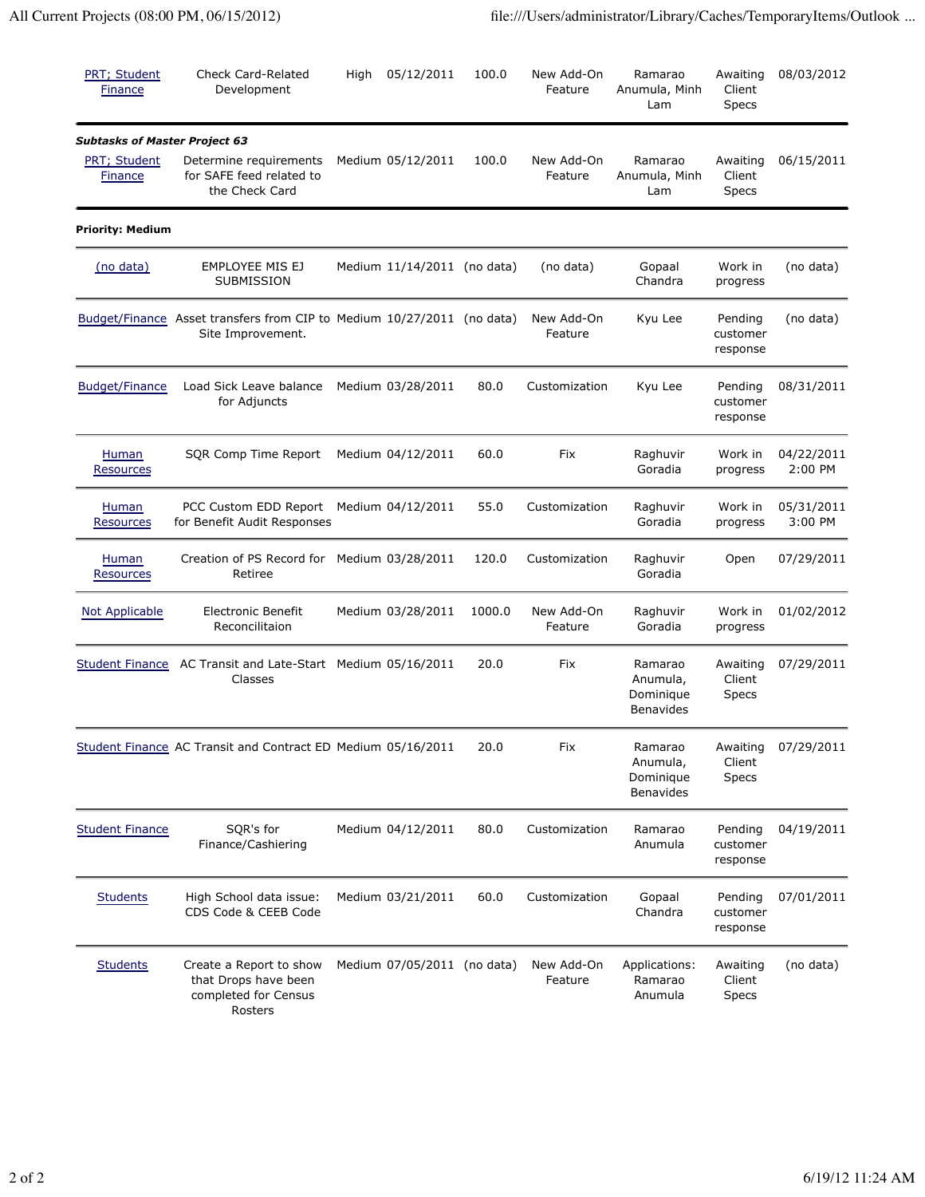| | | | | | | | | |
|---|---|---|---|---|---|---|---|---|
| PRT; Student Finance | Check Card-Related Development | High | 05/12/2011 | 100.0 | New Add-On Feature | Ramarao Anumula, Minh Lam | Awaiting Client Specs | 08/03/2012 |

***Subtasks of Master Project 63***

| | | | | | | | | |
|---|---|---|---|---|---|---|---|---|
| PRT; Student Finance | Determine requirements for SAFE feed related to the Check Card | Medium | 05/12/2011 | 100.0 | New Add-On Feature | Ramarao Anumula, Minh Lam | Awaiting Client Specs | 06/15/2011 |

**Priority: Medium**

| | | | | | | | | |
|---|---|---|---|---|---|---|---|---|
| (no data) | EMPLOYEE MIS EJ SUBMISSION | Medium | 11/14/2011 | (no data) | (no data) | Gopaal Chandra | Work in progress | (no data) |
| Budget/Finance | Asset transfers from CIP to Site Improvement. | Medium | 10/27/2011 | (no data) | New Add-On Feature | Kyu Lee | Pending customer response | (no data) |
| Budget/Finance | Load Sick Leave balance for Adjuncts | Medium | 03/28/2011 | 80.0 | Customization | Kyu Lee | Pending customer response | 08/31/2011 |
| Human Resources | SQR Comp Time Report | Medium | 04/12/2011 | 60.0 | Fix | Raghuvir Goradia | Work in progress | 04/22/2011 2:00 PM |
| Human Resources | PCC Custom EDD Report for Benefit Audit Responses | Medium | 04/12/2011 | 55.0 | Customization | Raghuvir Goradia | Work in progress | 05/31/2011 3:00 PM |
| Human Resources | Creation of PS Record for Retiree | Medium | 03/28/2011 | 120.0 | Customization | Raghuvir Goradia | Open | 07/29/2011 |
| Not Applicable | Electronic Benefit Reconcilitaion | Medium | 03/28/2011 | 1000.0 | New Add-On Feature | Raghuvir Goradia | Work in progress | 01/02/2012 |
| Student Finance | AC Transit and Late-Start Classes | Medium | 05/16/2011 | 20.0 | Fix | Ramarao Anumula, Dominique Benavides | Awaiting Client Specs | 07/29/2011 |
| Student Finance | AC Transit and Contract ED | Medium | 05/16/2011 | 20.0 | Fix | Ramarao Anumula, Dominique Benavides | Awaiting Client Specs | 07/29/2011 |
| Student Finance | SQR's for Finance/Cashiering | Medium | 04/12/2011 | 80.0 | Customization | Ramarao Anumula | Pending customer response | 04/19/2011 |
| Students | High School data issue: CDS Code & CEEB Code | Medium | 03/21/2011 | 60.0 | Customization | Gopaal Chandra | Pending customer response | 07/01/2011 |
| Students | Create a Report to show that Drops have been completed for Census Rosters | Medium | 07/05/2011 | (no data) | New Add-On Feature | Applications: Ramarao Anumula | Awaiting Client Specs | (no data) |